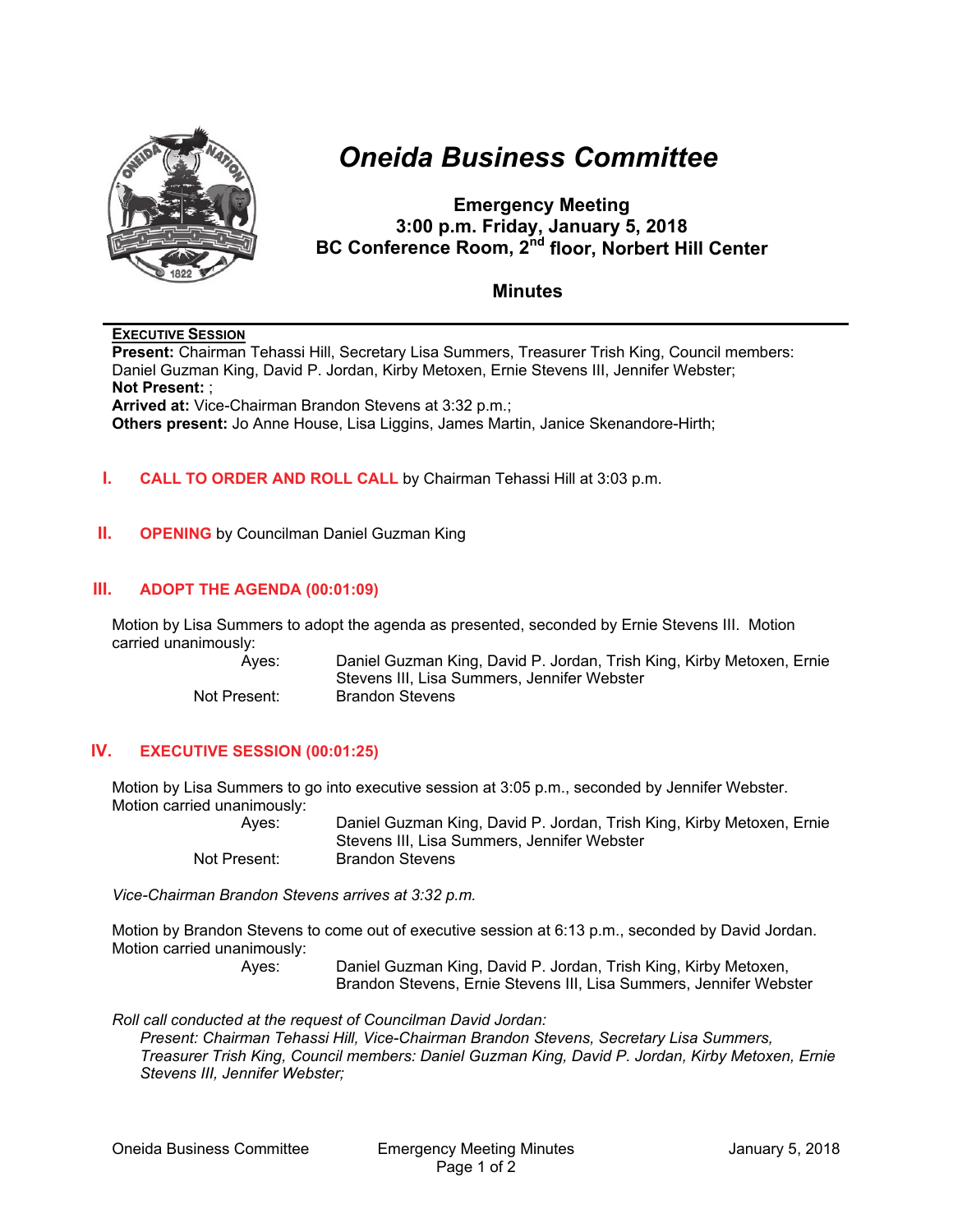# *Oneida Business Committee*

**Emergency Meeting**
**3:00 p.m. Friday, January 5, 2018**
**BC Conference Room, 2nd floor, Norbert Hill Center**

## Minutes

**EXECUTIVE SESSION**

**Present:** Chairman Tehassi Hill, Secretary Lisa Summers, Treasurer Trish King, Council members: Daniel Guzman King, David P. Jordan, Kirby Metoxen, Ernie Stevens III, Jennifer Webster;
**Not Present:** ;
**Arrived at:** Vice-Chairman Brandon Stevens at 3:32 p.m.;
**Others present:** Jo Anne House, Lisa Liggins, James Martin, Janice Skenandore-Hirth;

## I. CALL TO ORDER AND ROLL CALL by Chairman Tehassi Hill at 3:03 p.m.

## II. OPENING by Councilman Daniel Guzman King

## III. ADOPT THE AGENDA (00:01:09)

Motion by Lisa Summers to adopt the agenda as presented, seconded by Ernie Stevens III. Motion carried unanimously:

| | |
|---|---|
| Ayes: | Daniel Guzman King, David P. Jordan, Trish King, Kirby Metoxen, Ernie Stevens III, Lisa Summers, Jennifer Webster |
| Not Present: | Brandon Stevens |

## IV. EXECUTIVE SESSION (00:01:25)

Motion by Lisa Summers to go into executive session at 3:05 p.m., seconded by Jennifer Webster. Motion carried unanimously:

| | |
|---|---|
| Ayes: | Daniel Guzman King, David P. Jordan, Trish King, Kirby Metoxen, Ernie Stevens III, Lisa Summers, Jennifer Webster |
| Not Present: | Brandon Stevens |

*Vice-Chairman Brandon Stevens arrives at 3:32 p.m.*

Motion by Brandon Stevens to come out of executive session at 6:13 p.m., seconded by David Jordan. Motion carried unanimously:

| | |
|---|---|
| Ayes: | Daniel Guzman King, David P. Jordan, Trish King, Kirby Metoxen, Brandon Stevens, Ernie Stevens III, Lisa Summers, Jennifer Webster |

*Roll call conducted at the request of Councilman David Jordan:*

*Present: Chairman Tehassi Hill, Vice-Chairman Brandon Stevens, Secretary Lisa Summers, Treasurer Trish King, Council members: Daniel Guzman King, David P. Jordan, Kirby Metoxen, Ernie Stevens III, Jennifer Webster;*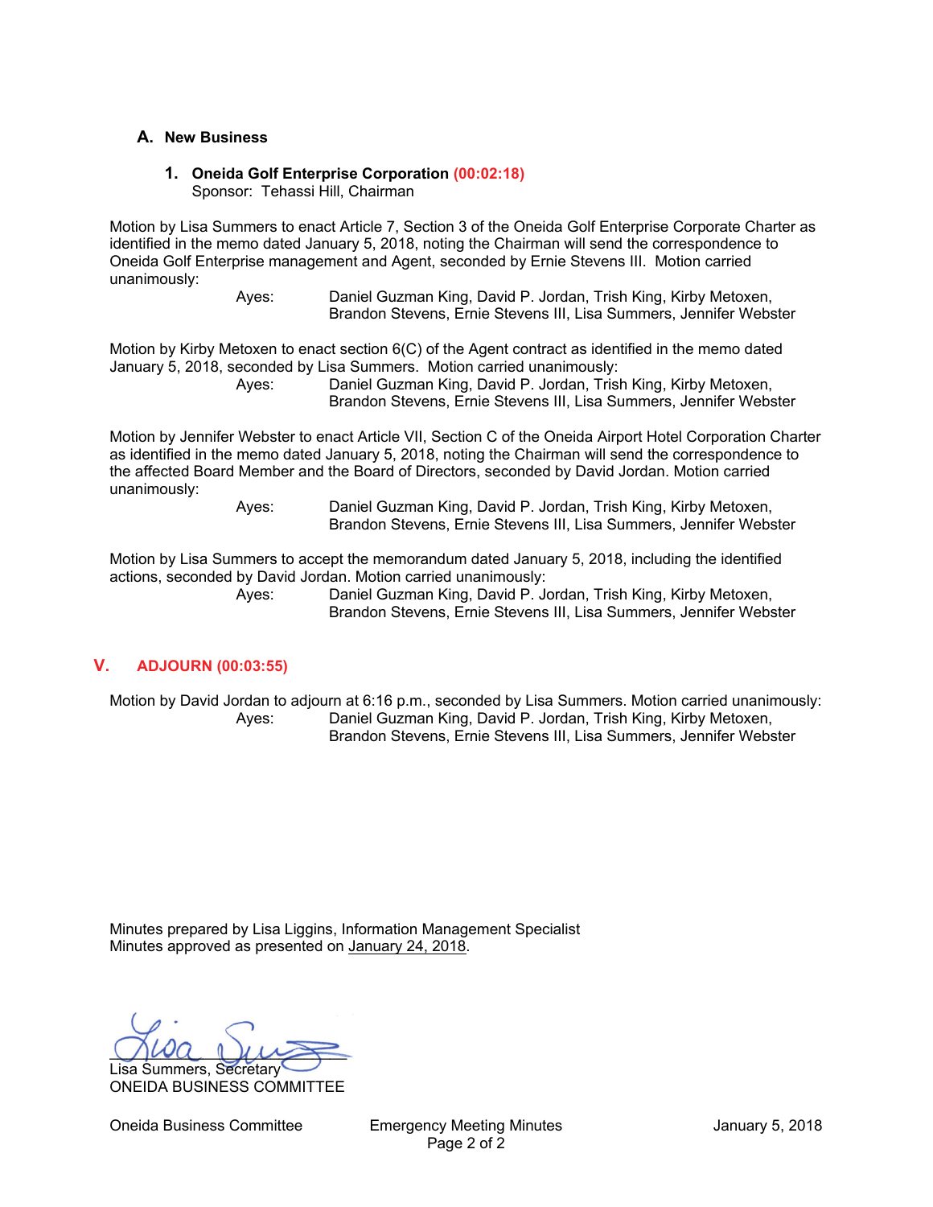## A. New Business

### 1. Oneida Golf Enterprise Corporation (00:02:18)

Sponsor: Tehassi Hill, Chairman

Motion by Lisa Summers to enact Article 7, Section 3 of the Oneida Golf Enterprise Corporate Charter as identified in the memo dated January 5, 2018, noting the Chairman will send the correspondence to Oneida Golf Enterprise management and Agent, seconded by Ernie Stevens III. Motion carried unanimously:

Ayes: Daniel Guzman King, David P. Jordan, Trish King, Kirby Metoxen, Brandon Stevens, Ernie Stevens III, Lisa Summers, Jennifer Webster

Motion by Kirby Metoxen to enact section 6(C) of the Agent contract as identified in the memo dated January 5, 2018, seconded by Lisa Summers. Motion carried unanimously:

Ayes: Daniel Guzman King, David P. Jordan, Trish King, Kirby Metoxen, Brandon Stevens, Ernie Stevens III, Lisa Summers, Jennifer Webster

Motion by Jennifer Webster to enact Article VII, Section C of the Oneida Airport Hotel Corporation Charter as identified in the memo dated January 5, 2018, noting the Chairman will send the correspondence to the affected Board Member and the Board of Directors, seconded by David Jordan. Motion carried unanimously:

Ayes: Daniel Guzman King, David P. Jordan, Trish King, Kirby Metoxen, Brandon Stevens, Ernie Stevens III, Lisa Summers, Jennifer Webster

Motion by Lisa Summers to accept the memorandum dated January 5, 2018, including the identified actions, seconded by David Jordan. Motion carried unanimously:

Ayes: Daniel Guzman King, David P. Jordan, Trish King, Kirby Metoxen, Brandon Stevens, Ernie Stevens III, Lisa Summers, Jennifer Webster

## V. ADJOURN (00:03:55)

Motion by David Jordan to adjourn at 6:16 p.m., seconded by Lisa Summers. Motion carried unanimously:

Ayes: Daniel Guzman King, David P. Jordan, Trish King, Kirby Metoxen, Brandon Stevens, Ernie Stevens III, Lisa Summers, Jennifer Webster

Minutes prepared by Lisa Liggins, Information Management Specialist
Minutes approved as presented on January 24, 2018.

Lisa Summers, Secretary
ONEIDA BUSINESS COMMITTEE